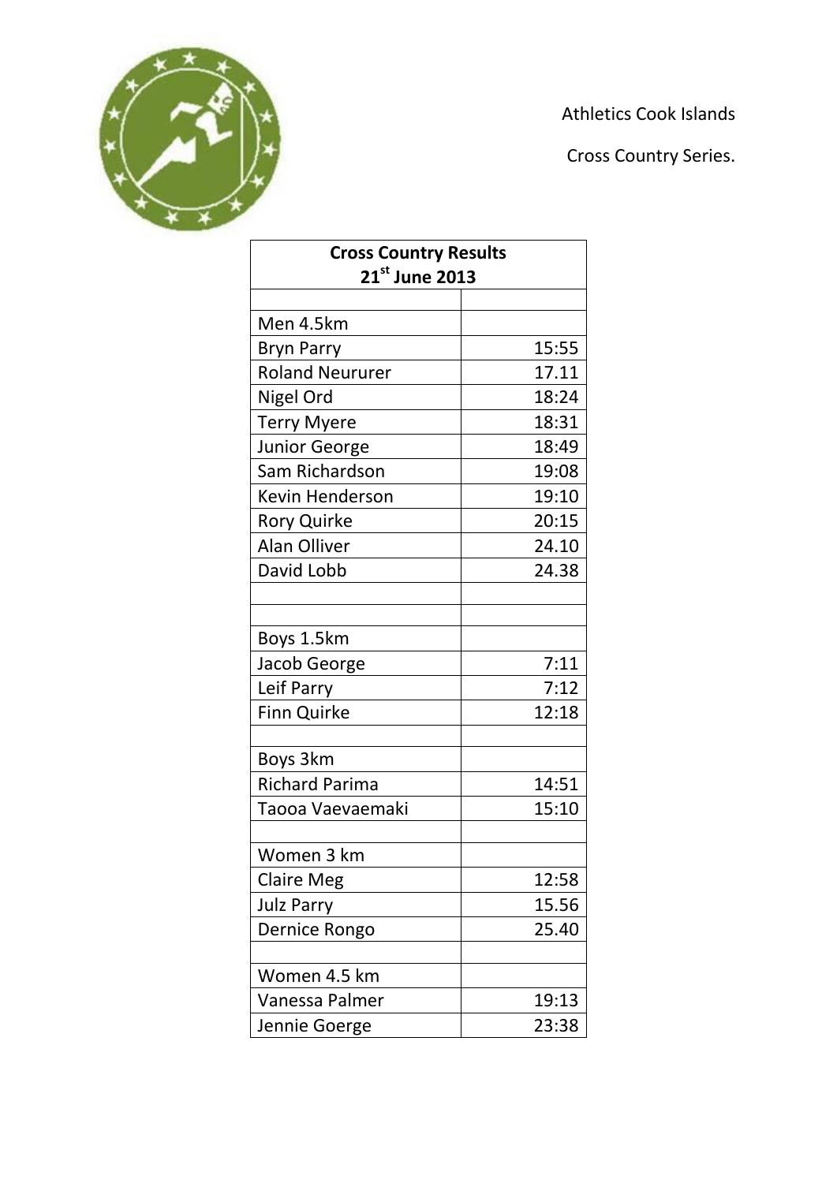Athletics Cook Islands

Cross Country Series.

| Cross Country Results 21st June 2013 | |
|---|---|
| | |
| Men 4.5km | |
| Bryn Parry | 15:55 |
| Roland Neururer | 17.11 |
| Nigel Ord | 18:24 |
| Terry Myere | 18:31 |
| Junior George | 18:49 |
| Sam Richardson | 19:08 |
| Kevin Henderson | 19:10 |
| Rory Quirke | 20:15 |
| Alan Olliver | 24.10 |
| David Lobb | 24.38 |
| | |
| | |
| Boys 1.5km | |
| Jacob George | 7:11 |
| Leif Parry | 7:12 |
| Finn Quirke | 12:18 |
| | |
| Boys 3km | |
| Richard Parima | 14:51 |
| Taooa Vaevaemaki | 15:10 |
| | |
| Women 3 km | |
| Claire Meg | 12:58 |
| Julz Parry | 15.56 |
| Dernice Rongo | 25.40 |
| | |
| Women 4.5 km | |
| Vanessa Palmer | 19:13 |
| Jennie Goerge | 23:38 |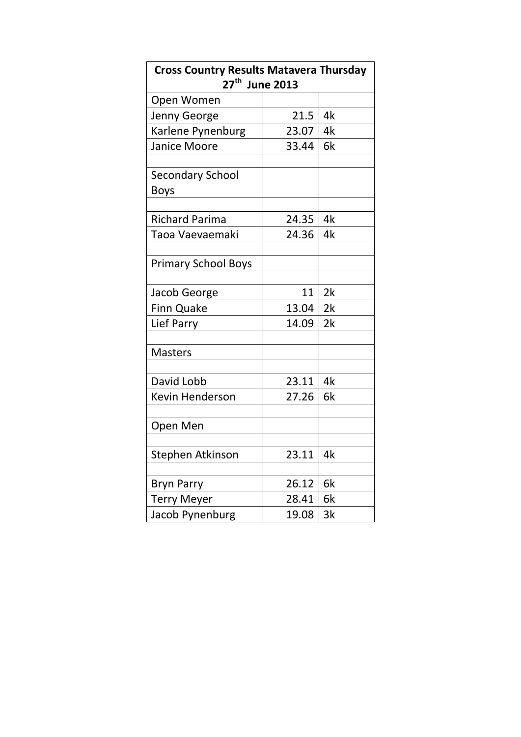| Cross Country Results Matavera Thursday 27th June 2013 | | |
|---|---|---|
| Open Women | | |
| Jenny George | 21.5 | 4k |
| Karlene Pynenburg | 23.07 | 4k |
| Janice Moore | 33.44 | 6k |
| | | |
| Secondary School Boys | | |
| | | |
| Richard Parima | 24.35 | 4k |
| Taoa Vaevaemaki | 24.36 | 4k |
| | | |
| Primary School Boys | | |
| | | |
| Jacob George | 11 | 2k |
| Finn Quake | 13.04 | 2k |
| Lief Parry | 14.09 | 2k |
| | | |
| Masters | | |
| | | |
| David Lobb | 23.11 | 4k |
| Kevin Henderson | 27.26 | 6k |
| | | |
| Open Men | | |
| | | |
| Stephen Atkinson | 23.11 | 4k |
| | | |
| Bryn Parry | 26.12 | 6k |
| Terry Meyer | 28.41 | 6k |
| Jacob Pynenburg | 19.08 | 3k |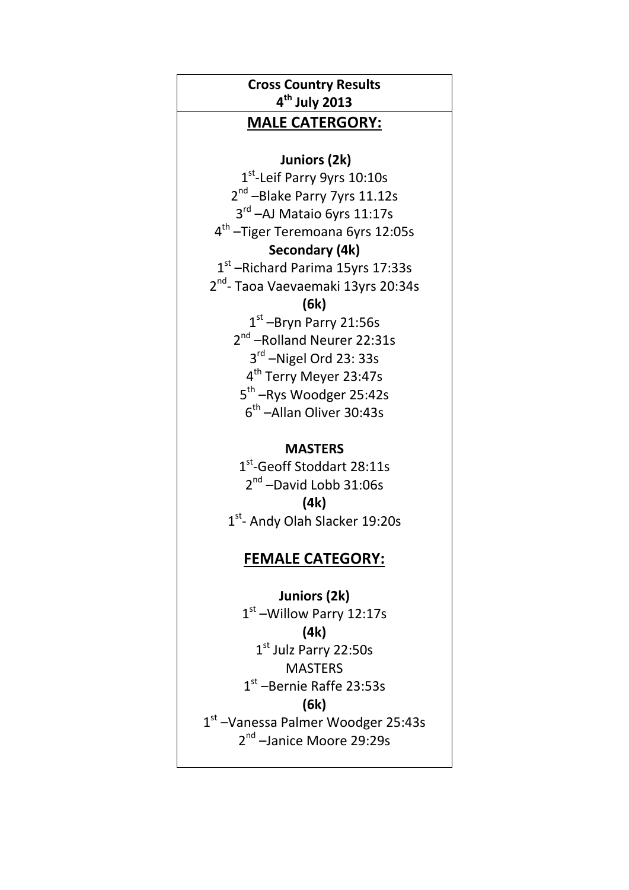**Cross Country Results**
**4th July 2013**

## MALE CATERGORY:

**Juniors (2k)**

1st-Leif Parry 9yrs 10:10s
2nd –Blake Parry 7yrs 11.12s
3rd –AJ Mataio 6yrs 11:17s
4th –Tiger Teremoana 6yrs 12:05s

**Secondary (4k)**

1st –Richard Parima 15yrs 17:33s
2nd- Taoa Vaevaemaki 13yrs 20:34s

**(6k)**

1st –Bryn Parry 21:56s
2nd –Rolland Neurer 22:31s
3rd –Nigel Ord 23: 33s
4th Terry Meyer 23:47s
5th –Rys Woodger 25:42s
6th –Allan Oliver 30:43s

**MASTERS**

1st-Geoff Stoddart 28:11s
2nd –David Lobb 31:06s

**(4k)**

1st- Andy Olah Slacker 19:20s

## FEMALE CATEGORY:

**Juniors (2k)**

1st –Willow Parry 12:17s

**(4k)**

1st Julz Parry 22:50s

MASTERS

1st –Bernie Raffe 23:53s

**(6k)**

1st –Vanessa Palmer Woodger 25:43s
2nd –Janice Moore 29:29s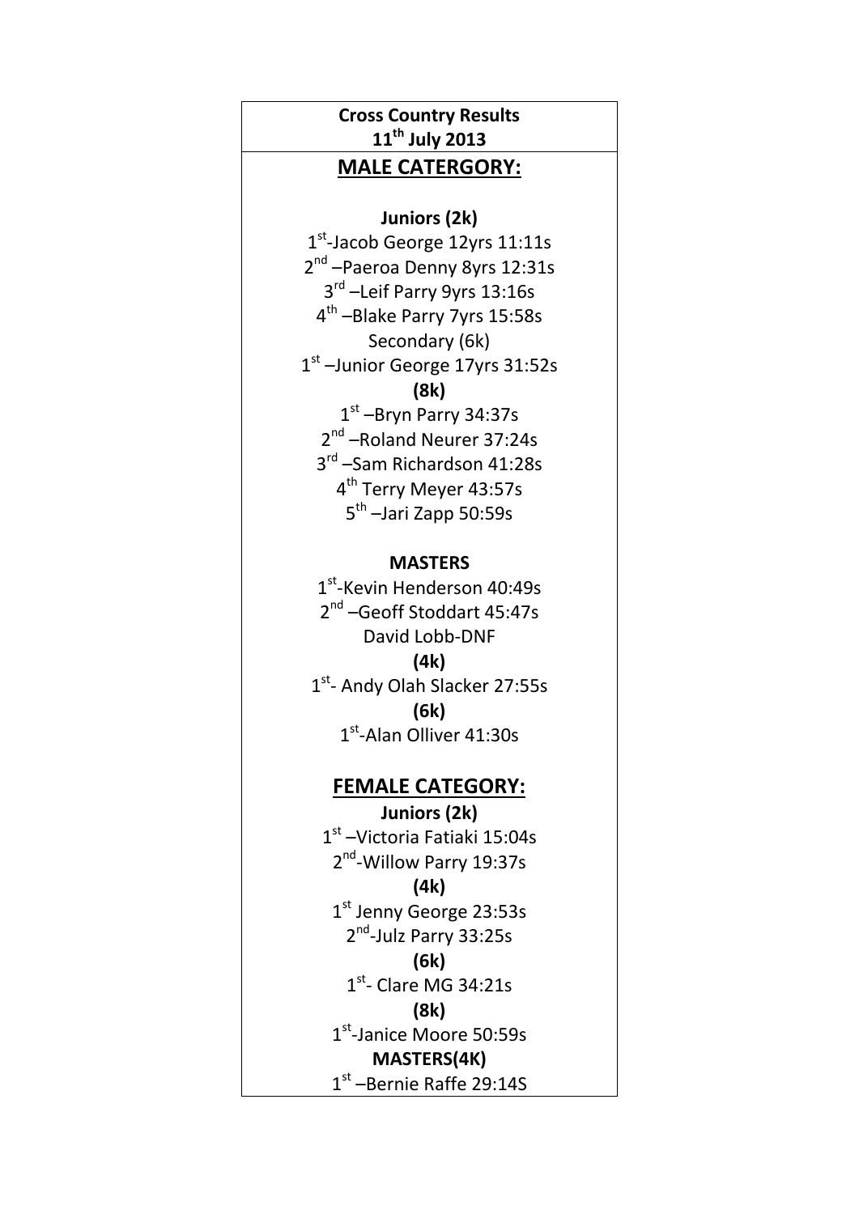**Cross Country Results**
**11th July 2013**

## MALE CATERGORY:

**Juniors (2k)**

1st-Jacob George 12yrs 11:11s
2nd –Paeroa Denny 8yrs 12:31s
3rd –Leif Parry 9yrs 13:16s
4th –Blake Parry 7yrs 15:58s

Secondary (6k)

1st –Junior George 17yrs 31:52s

**(8k)**

1st –Bryn Parry 34:37s
2nd –Roland Neurer 37:24s
3rd –Sam Richardson 41:28s
4th Terry Meyer 43:57s
5th –Jari Zapp 50:59s

**MASTERS**

1st-Kevin Henderson 40:49s
2nd –Geoff Stoddart 45:47s
David Lobb-DNF

**(4k)**

1st- Andy Olah Slacker 27:55s

**(6k)**

1st-Alan Olliver 41:30s

## FEMALE CATEGORY:

**Juniors (2k)**

1st –Victoria Fatiaki 15:04s
2nd-Willow Parry 19:37s

**(4k)**

1st Jenny George 23:53s
2nd-Julz Parry 33:25s

**(6k)**

1st- Clare MG 34:21s

**(8k)**

1st-Janice Moore 50:59s

**MASTERS(4K)**

1st –Bernie Raffe 29:14S